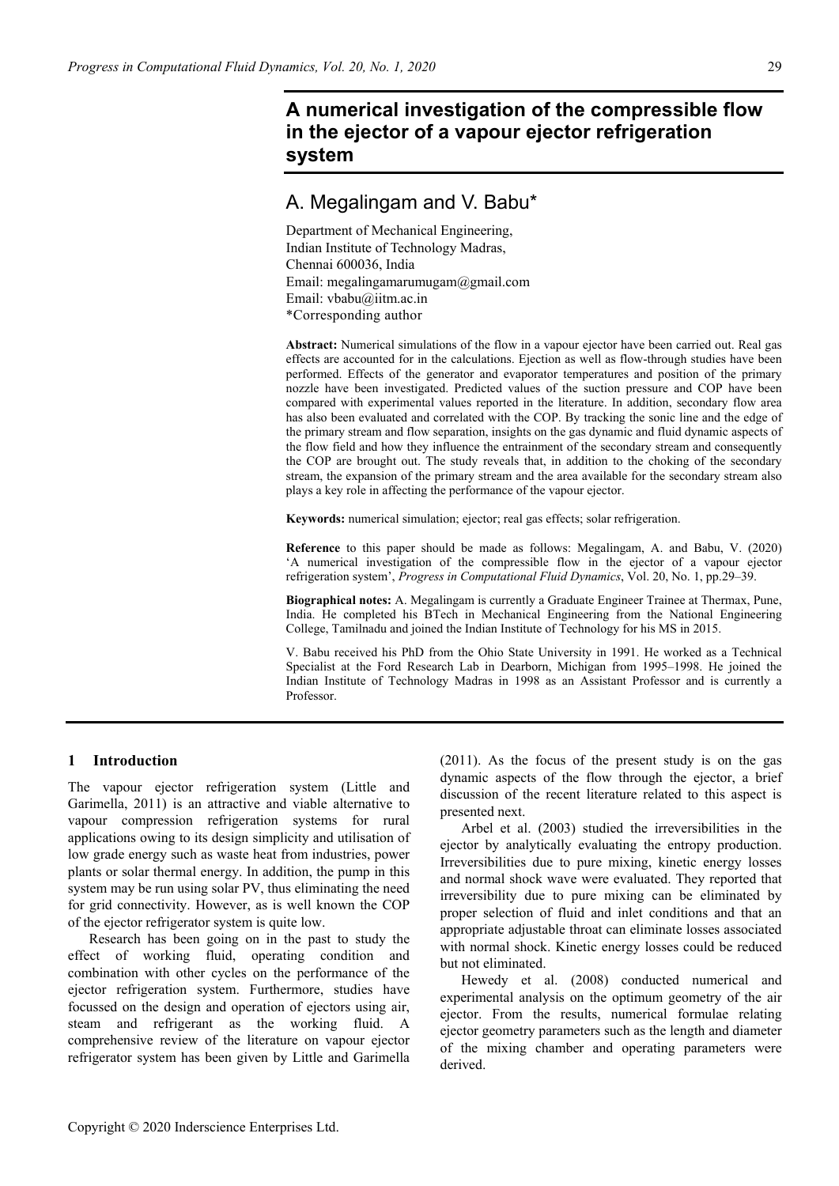# A numerical investigation of the compressible flow in the ejector of a vapour ejector refrigeration system

## A. Megalingam and V. Babu*

Department of Mechanical Engineering,
Indian Institute of Technology Madras,
Chennai 600036, India
Email: megalingamarumugam@gmail.com
Email: vbabu@iitm.ac.in
*Corresponding author

**Abstract:** Numerical simulations of the flow in a vapour ejector have been carried out. Real gas effects are accounted for in the calculations. Ejection as well as flow-through studies have been performed. Effects of the generator and evaporator temperatures and position of the primary nozzle have been investigated. Predicted values of the suction pressure and COP have been compared with experimental values reported in the literature. In addition, secondary flow area has also been evaluated and correlated with the COP. By tracking the sonic line and the edge of the primary stream and flow separation, insights on the gas dynamic and fluid dynamic aspects of the flow field and how they influence the entrainment of the secondary stream and consequently the COP are brought out. The study reveals that, in addition to the choking of the secondary stream, the expansion of the primary stream and the area available for the secondary stream also plays a key role in affecting the performance of the vapour ejector.

**Keywords:** numerical simulation; ejector; real gas effects; solar refrigeration.

**Reference** to this paper should be made as follows: Megalingam, A. and Babu, V. (2020) 'A numerical investigation of the compressible flow in the ejector of a vapour ejector refrigeration system', *Progress in Computational Fluid Dynamics*, Vol. 20, No. 1, pp.29–39.

**Biographical notes:** A. Megalingam is currently a Graduate Engineer Trainee at Thermax, Pune, India. He completed his BTech in Mechanical Engineering from the National Engineering College, Tamilnadu and joined the Indian Institute of Technology for his MS in 2015.

V. Babu received his PhD from the Ohio State University in 1991. He worked as a Technical Specialist at the Ford Research Lab in Dearborn, Michigan from 1995–1998. He joined the Indian Institute of Technology Madras in 1998 as an Assistant Professor and is currently a Professor.

## 1 Introduction

The vapour ejector refrigeration system (Little and Garimella, 2011) is an attractive and viable alternative to vapour compression refrigeration systems for rural applications owing to its design simplicity and utilisation of low grade energy such as waste heat from industries, power plants or solar thermal energy. In addition, the pump in this system may be run using solar PV, thus eliminating the need for grid connectivity. However, as is well known the COP of the ejector refrigerator system is quite low.

Research has been going on in the past to study the effect of working fluid, operating condition and combination with other cycles on the performance of the ejector refrigeration system. Furthermore, studies have focussed on the design and operation of ejectors using air, steam and refrigerant as the working fluid. A comprehensive review of the literature on vapour ejector refrigerator system has been given by Little and Garimella (2011). As the focus of the present study is on the gas dynamic aspects of the flow through the ejector, a brief discussion of the recent literature related to this aspect is presented next.

Arbel et al. (2003) studied the irreversibilities in the ejector by analytically evaluating the entropy production. Irreversibilities due to pure mixing, kinetic energy losses and normal shock wave were evaluated. They reported that irreversibility due to pure mixing can be eliminated by proper selection of fluid and inlet conditions and that an appropriate adjustable throat can eliminate losses associated with normal shock. Kinetic energy losses could be reduced but not eliminated.

Hewedy et al. (2008) conducted numerical and experimental analysis on the optimum geometry of the air ejector. From the results, numerical formulae relating ejector geometry parameters such as the length and diameter of the mixing chamber and operating parameters were derived.

Copyright © 2020 Inderscience Enterprises Ltd.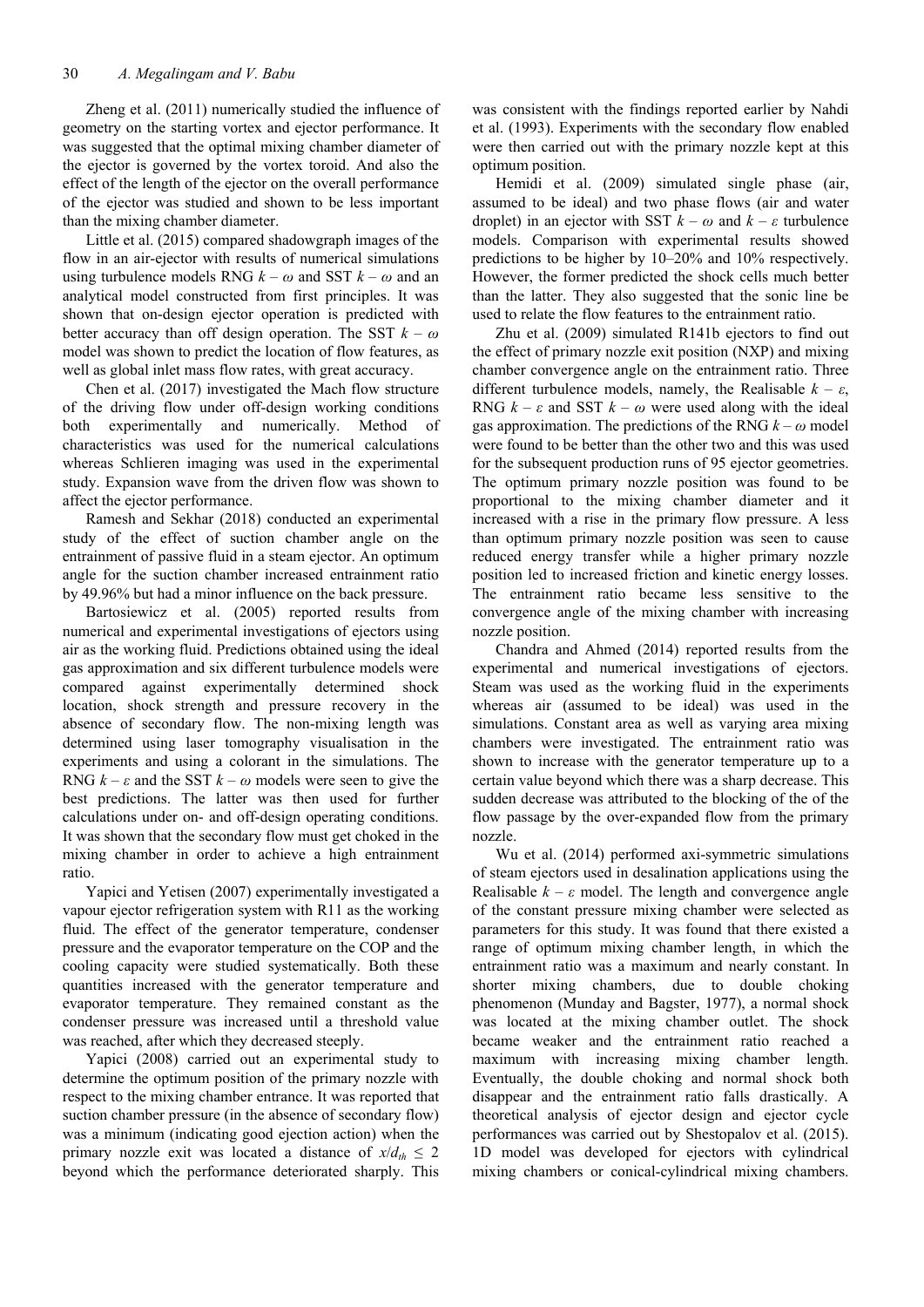Zheng et al. (2011) numerically studied the influence of geometry on the starting vortex and ejector performance. It was suggested that the optimal mixing chamber diameter of the ejector is governed by the vortex toroid. And also the effect of the length of the ejector on the overall performance of the ejector was studied and shown to be less important than the mixing chamber diameter.

Little et al. (2015) compared shadowgraph images of the flow in an air-ejector with results of numerical simulations using turbulence models RNG $k-\omega$ and SST $k-\omega$ and an analytical model constructed from first principles. It was shown that on-design ejector operation is predicted with better accuracy than off design operation. The SST $k-\omega$ model was shown to predict the location of flow features, as well as global inlet mass flow rates, with great accuracy.

Chen et al. (2017) investigated the Mach flow structure of the driving flow under off-design working conditions both experimentally and numerically. Method of characteristics was used for the numerical calculations whereas Schlieren imaging was used in the experimental study. Expansion wave from the driven flow was shown to affect the ejector performance.

Ramesh and Sekhar (2018) conducted an experimental study of the effect of suction chamber angle on the entrainment of passive fluid in a steam ejector. An optimum angle for the suction chamber increased entrainment ratio by 49.96% but had a minor influence on the back pressure.

Bartosiewicz et al. (2005) reported results from numerical and experimental investigations of ejectors using air as the working fluid. Predictions obtained using the ideal gas approximation and six different turbulence models were compared against experimentally determined shock location, shock strength and pressure recovery in the absence of secondary flow. The non-mixing length was determined using laser tomography visualisation in the experiments and using a colorant in the simulations. The RNG $k-\varepsilon$ and the SST $k-\omega$ models were seen to give the best predictions. The latter was then used for further calculations under on- and off-design operating conditions. It was shown that the secondary flow must get choked in the mixing chamber in order to achieve a high entrainment ratio.

Yapici and Yetisen (2007) experimentally investigated a vapour ejector refrigeration system with R11 as the working fluid. The effect of the generator temperature, condenser pressure and the evaporator temperature on the COP and the cooling capacity were studied systematically. Both these quantities increased with the generator temperature and evaporator temperature. They remained constant as the condenser pressure was increased until a threshold value was reached, after which they decreased steeply.

Yapici (2008) carried out an experimental study to determine the optimum position of the primary nozzle with respect to the mixing chamber entrance. It was reported that suction chamber pressure (in the absence of secondary flow) was a minimum (indicating good ejection action) when the primary nozzle exit was located a distance of $x/d_{th} \leq 2$ beyond which the performance deteriorated sharply. This was consistent with the findings reported earlier by Nahdi et al. (1993). Experiments with the secondary flow enabled were then carried out with the primary nozzle kept at this optimum position.

Hemidi et al. (2009) simulated single phase (air, assumed to be ideal) and two phase flows (air and water droplet) in an ejector with SST $k-\omega$ and $k-\varepsilon$ turbulence models. Comparison with experimental results showed predictions to be higher by 10–20% and 10% respectively. However, the former predicted the shock cells much better than the latter. They also suggested that the sonic line be used to relate the flow features to the entrainment ratio.

Zhu et al. (2009) simulated R141b ejectors to find out the effect of primary nozzle exit position (NXP) and mixing chamber convergence angle on the entrainment ratio. Three different turbulence models, namely, the Realisable $k-\varepsilon$, RNG $k-\varepsilon$ and SST $k-\omega$ were used along with the ideal gas approximation. The predictions of the RNG $k-\omega$ model were found to be better than the other two and this was used for the subsequent production runs of 95 ejector geometries. The optimum primary nozzle position was found to be proportional to the mixing chamber diameter and it increased with a rise in the primary flow pressure. A less than optimum primary nozzle position was seen to cause reduced energy transfer while a higher primary nozzle position led to increased friction and kinetic energy losses. The entrainment ratio became less sensitive to the convergence angle of the mixing chamber with increasing nozzle position.

Chandra and Ahmed (2014) reported results from the experimental and numerical investigations of ejectors. Steam was used as the working fluid in the experiments whereas air (assumed to be ideal) was used in the simulations. Constant area as well as varying area mixing chambers were investigated. The entrainment ratio was shown to increase with the generator temperature up to a certain value beyond which there was a sharp decrease. This sudden decrease was attributed to the blocking of the of the flow passage by the over-expanded flow from the primary nozzle.

Wu et al. (2014) performed axi-symmetric simulations of steam ejectors used in desalination applications using the Realisable $k-\varepsilon$ model. The length and convergence angle of the constant pressure mixing chamber were selected as parameters for this study. It was found that there existed a range of optimum mixing chamber length, in which the entrainment ratio was a maximum and nearly constant. In shorter mixing chambers, due to double choking phenomenon (Munday and Bagster, 1977), a normal shock was located at the mixing chamber outlet. The shock became weaker and the entrainment ratio reached a maximum with increasing mixing chamber length. Eventually, the double choking and normal shock both disappear and the entrainment ratio falls drastically. A theoretical analysis of ejector design and ejector cycle performances was carried out by Shestopalov et al. (2015). 1D model was developed for ejectors with cylindrical mixing chambers or conical-cylindrical mixing chambers.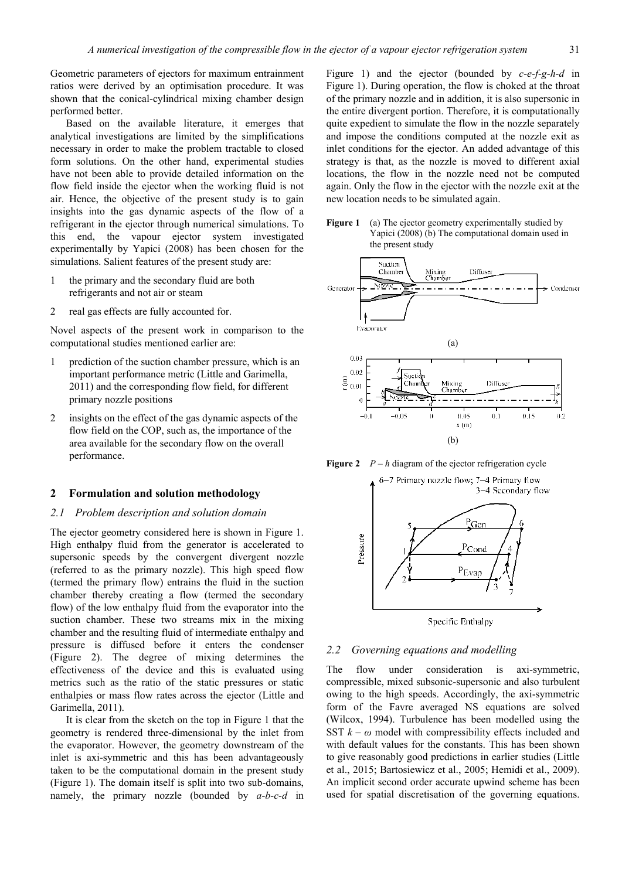Geometric parameters of ejectors for maximum entrainment ratios were derived by an optimisation procedure. It was shown that the conical-cylindrical mixing chamber design performed better.

Based on the available literature, it emerges that analytical investigations are limited by the simplifications necessary in order to make the problem tractable to closed form solutions. On the other hand, experimental studies have not been able to provide detailed information on the flow field inside the ejector when the working fluid is not air. Hence, the objective of the present study is to gain insights into the gas dynamic aspects of the flow of a refrigerant in the ejector through numerical simulations. To this end, the vapour ejector system investigated experimentally by Yapici (2008) has been chosen for the simulations. Salient features of the present study are:

1. the primary and the secondary fluid are both refrigerants and not air or steam
2. real gas effects are fully accounted for.

Novel aspects of the present work in comparison to the computational studies mentioned earlier are:

1. prediction of the suction chamber pressure, which is an important performance metric (Little and Garimella, 2011) and the corresponding flow field, for different primary nozzle positions
2. insights on the effect of the gas dynamic aspects of the flow field on the COP, such as, the importance of the area available for the secondary flow on the overall performance.

## 2 Formulation and solution methodology

### 2.1 Problem description and solution domain

The ejector geometry considered here is shown in Figure 1. High enthalpy fluid from the generator is accelerated to supersonic speeds by the convergent divergent nozzle (referred to as the primary nozzle). This high speed flow (termed the primary flow) entrains the fluid in the suction chamber thereby creating a flow (termed the secondary flow) of the low enthalpy fluid from the evaporator into the suction chamber. These two streams mix in the mixing chamber and the resulting fluid of intermediate enthalpy and pressure is diffused before it enters the condenser (Figure 2). The degree of mixing determines the effectiveness of the device and this is evaluated using metrics such as the ratio of the static pressures or static enthalpies or mass flow rates across the ejector (Little and Garimella, 2011).

It is clear from the sketch on the top in Figure 1 that the geometry is rendered three-dimensional by the inlet from the evaporator. However, the geometry downstream of the inlet is axi-symmetric and this has been advantageously taken to be the computational domain in the present study (Figure 1). The domain itself is split into two sub-domains, namely, the primary nozzle (bounded by *a-b-c-d* in Figure 1) and the ejector (bounded by *c-e-f-g-h-d* in Figure 1). During operation, the flow is choked at the throat of the primary nozzle and in addition, it is also supersonic in the entire divergent portion. Therefore, it is computationally quite expedient to simulate the flow in the nozzle separately and impose the conditions computed at the nozzle exit as inlet conditions for the ejector. An added advantage of this strategy is that, as the nozzle is moved to different axial locations, the flow in the nozzle need not be computed again. Only the flow in the ejector with the nozzle exit at the new location needs to be simulated again.

**Figure 1** (a) The ejector geometry experimentally studied by Yapici (2008) (b) The computational domain used in the present study

**Figure 2** $P - h$ diagram of the ejector refrigeration cycle

### 2.2 Governing equations and modelling

The flow under consideration is axi-symmetric, compressible, mixed subsonic-supersonic and also turbulent owing to the high speeds. Accordingly, the axi-symmetric form of the Favre averaged NS equations are solved (Wilcox, 1994). Turbulence has been modelled using the SST $k - \omega$ model with compressibility effects included and with default values for the constants. This has been shown to give reasonably good predictions in earlier studies (Little et al., 2015; Bartosiewicz et al., 2005; Hemidi et al., 2009). An implicit second order accurate upwind scheme has been used for spatial discretisation of the governing equations.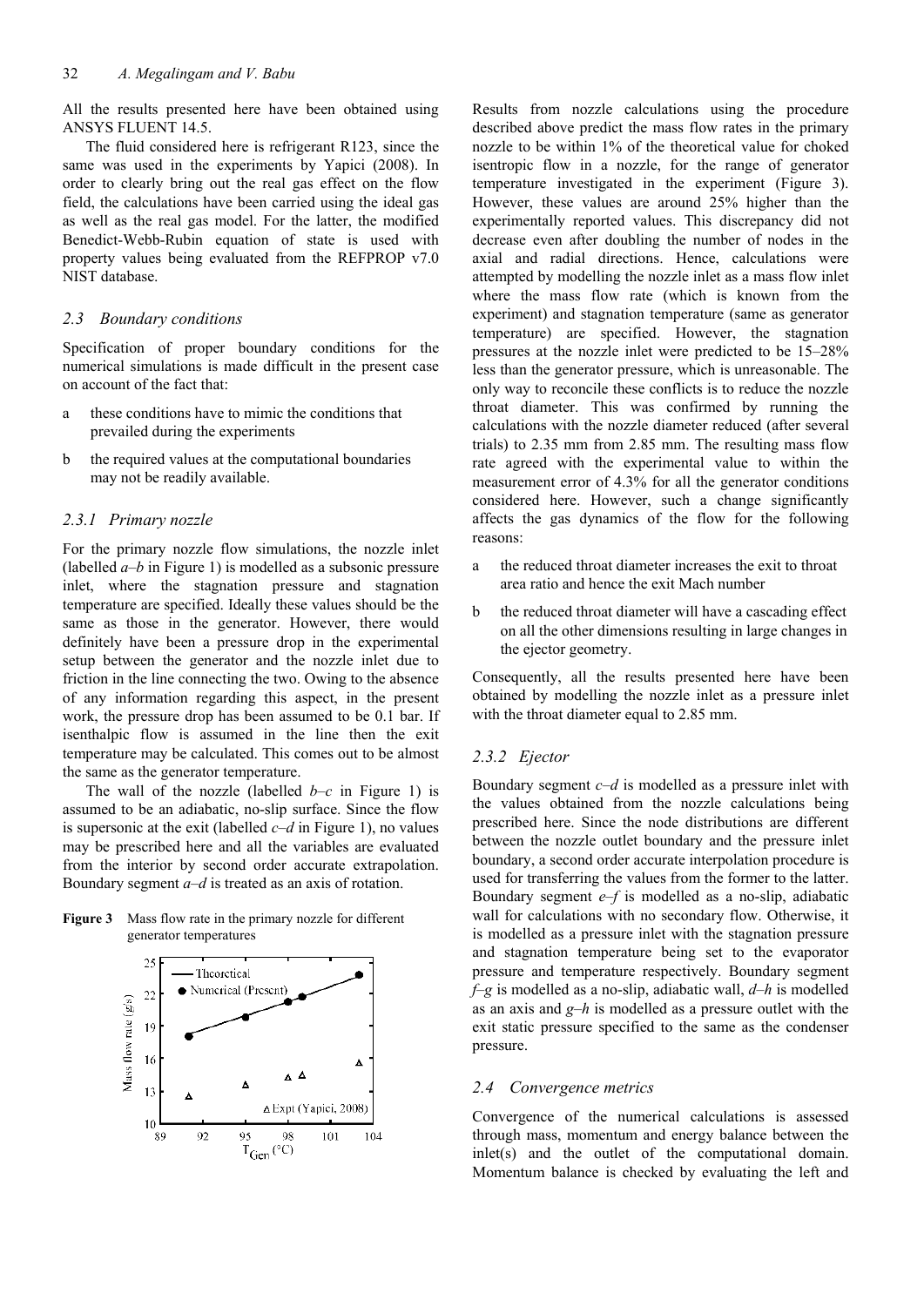All the results presented here have been obtained using ANSYS FLUENT 14.5.

The fluid considered here is refrigerant R123, since the same was used in the experiments by Yapici (2008). In order to clearly bring out the real gas effect on the flow field, the calculations have been carried using the ideal gas as well as the real gas model. For the latter, the modified Benedict-Webb-Rubin equation of state is used with property values being evaluated from the REFPROP v7.0 NIST database.

### *2.3 Boundary conditions*

Specification of proper boundary conditions for the numerical simulations is made difficult in the present case on account of the fact that:

a these conditions have to mimic the conditions that prevailed during the experiments

b the required values at the computational boundaries may not be readily available.

#### *2.3.1 Primary nozzle*

For the primary nozzle flow simulations, the nozzle inlet (labelled *a–b* in Figure 1) is modelled as a subsonic pressure inlet, where the stagnation pressure and stagnation temperature are specified. Ideally these values should be the same as those in the generator. However, there would definitely have been a pressure drop in the experimental setup between the generator and the nozzle inlet due to friction in the line connecting the two. Owing to the absence of any information regarding this aspect, in the present work, the pressure drop has been assumed to be 0.1 bar. If isenthalpic flow is assumed in the line then the exit temperature may be calculated. This comes out to be almost the same as the generator temperature.

The wall of the nozzle (labelled *b–c* in Figure 1) is assumed to be an adiabatic, no-slip surface. Since the flow is supersonic at the exit (labelled *c–d* in Figure 1), no values may be prescribed here and all the variables are evaluated from the interior by second order accurate extrapolation. Boundary segment *a–d* is treated as an axis of rotation.

**Figure 3** Mass flow rate in the primary nozzle for different generator temperatures

Results from nozzle calculations using the procedure described above predict the mass flow rates in the primary nozzle to be within 1% of the theoretical value for choked isentropic flow in a nozzle, for the range of generator temperature investigated in the experiment (Figure 3). However, these values are around 25% higher than the experimentally reported values. This discrepancy did not decrease even after doubling the number of nodes in the axial and radial directions. Hence, calculations were attempted by modelling the nozzle inlet as a mass flow inlet where the mass flow rate (which is known from the experiment) and stagnation temperature (same as generator temperature) are specified. However, the stagnation pressures at the nozzle inlet were predicted to be 15–28% less than the generator pressure, which is unreasonable. The only way to reconcile these conflicts is to reduce the nozzle throat diameter. This was confirmed by running the calculations with the nozzle diameter reduced (after several trials) to 2.35 mm from 2.85 mm. The resulting mass flow rate agreed with the experimental value to within the measurement error of 4.3% for all the generator conditions considered here. However, such a change significantly affects the gas dynamics of the flow for the following reasons:

a the reduced throat diameter increases the exit to throat area ratio and hence the exit Mach number

b the reduced throat diameter will have a cascading effect on all the other dimensions resulting in large changes in the ejector geometry.

Consequently, all the results presented here have been obtained by modelling the nozzle inlet as a pressure inlet with the throat diameter equal to 2.85 mm.

#### *2.3.2 Ejector*

Boundary segment *c–d* is modelled as a pressure inlet with the values obtained from the nozzle calculations being prescribed here. Since the node distributions are different between the nozzle outlet boundary and the pressure inlet boundary, a second order accurate interpolation procedure is used for transferring the values from the former to the latter. Boundary segment *e–f* is modelled as a no-slip, adiabatic wall for calculations with no secondary flow. Otherwise, it is modelled as a pressure inlet with the stagnation pressure and stagnation temperature being set to the evaporator pressure and temperature respectively. Boundary segment *f–g* is modelled as a no-slip, adiabatic wall, *d–h* is modelled as an axis and *g–h* is modelled as a pressure outlet with the exit static pressure specified to the same as the condenser pressure.

### *2.4 Convergence metrics*

Convergence of the numerical calculations is assessed through mass, momentum and energy balance between the inlet(s) and the outlet of the computational domain. Momentum balance is checked by evaluating the left and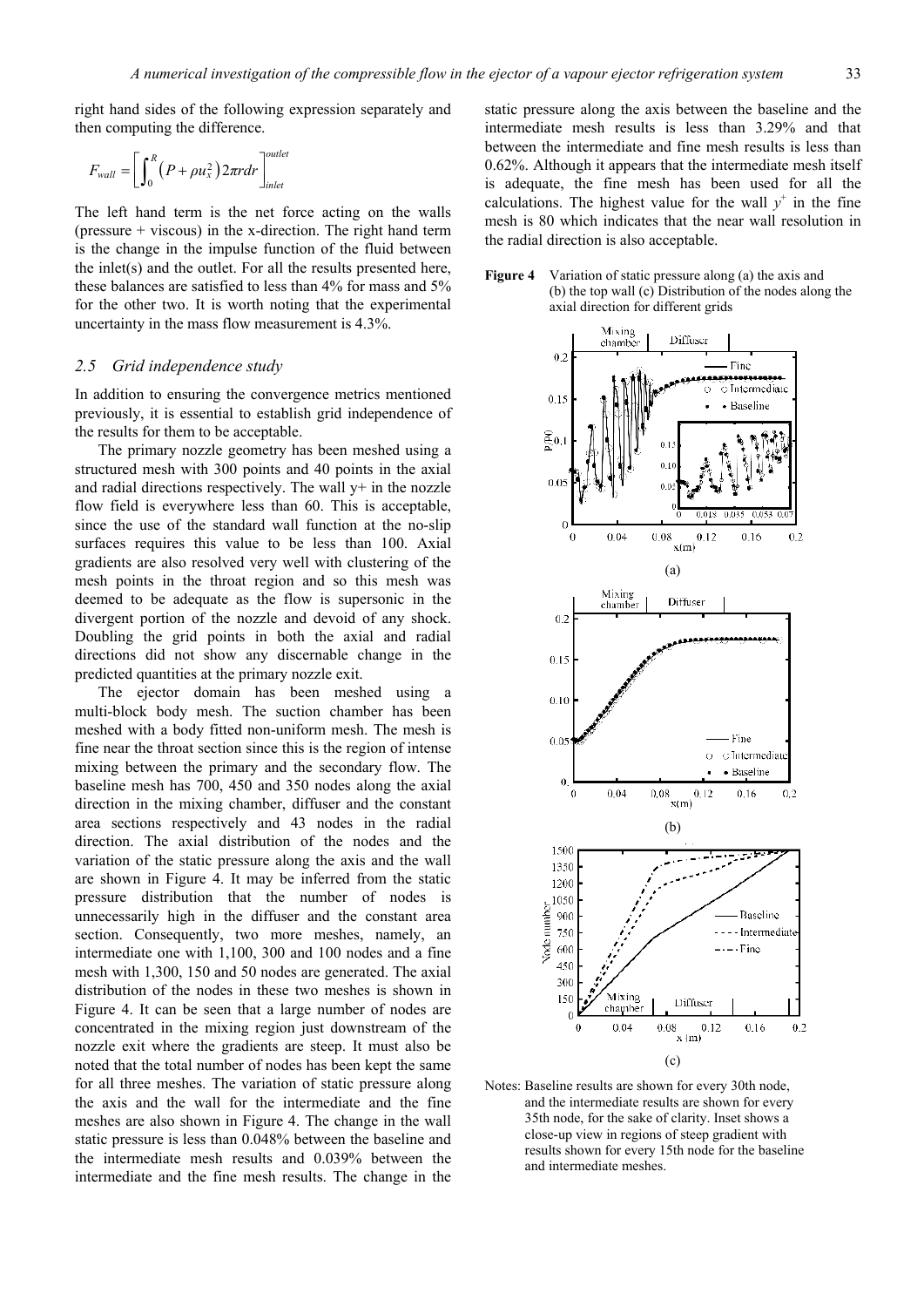right hand sides of the following expression separately and then computing the difference.

$$F_{wall} = \left[ \int_0^R \left( P + \rho u_x^2 \right) 2\pi r dr \right]_{inlet}^{outlet}$$

The left hand term is the net force acting on the walls (pressure + viscous) in the x-direction. The right hand term is the change in the impulse function of the fluid between the inlet(s) and the outlet. For all the results presented here, these balances are satisfied to less than 4% for mass and 5% for the other two. It is worth noting that the experimental uncertainty in the mass flow measurement is 4.3%.

### 2.5 Grid independence study

In addition to ensuring the convergence metrics mentioned previously, it is essential to establish grid independence of the results for them to be acceptable.

The primary nozzle geometry has been meshed using a structured mesh with 300 points and 40 points in the axial and radial directions respectively. The wall y+ in the nozzle flow field is everywhere less than 60. This is acceptable, since the use of the standard wall function at the no-slip surfaces requires this value to be less than 100. Axial gradients are also resolved very well with clustering of the mesh points in the throat region and so this mesh was deemed to be adequate as the flow is supersonic in the divergent portion of the nozzle and devoid of any shock. Doubling the grid points in both the axial and radial directions did not show any discernable change in the predicted quantities at the primary nozzle exit.

The ejector domain has been meshed using a multi-block body mesh. The suction chamber has been meshed with a body fitted non-uniform mesh. The mesh is fine near the throat section since this is the region of intense mixing between the primary and the secondary flow. The baseline mesh has 700, 450 and 350 nodes along the axial direction in the mixing chamber, diffuser and the constant area sections respectively and 43 nodes in the radial direction. The axial distribution of the nodes and the variation of the static pressure along the axis and the wall are shown in Figure 4. It may be inferred from the static pressure distribution that the number of nodes is unnecessarily high in the diffuser and the constant area section. Consequently, two more meshes, namely, an intermediate one with 1,100, 300 and 100 nodes and a fine mesh with 1,300, 150 and 50 nodes are generated. The axial distribution of the nodes in these two meshes is shown in Figure 4. It can be seen that a large number of nodes are concentrated in the mixing region just downstream of the nozzle exit where the gradients are steep. It must also be noted that the total number of nodes has been kept the same for all three meshes. The variation of static pressure along the axis and the wall for the intermediate and the fine meshes are also shown in Figure 4. The change in the wall static pressure is less than 0.048% between the baseline and the intermediate mesh results and 0.039% between the intermediate and the fine mesh results. The change in the static pressure along the axis between the baseline and the intermediate mesh results is less than 3.29% and that between the intermediate and fine mesh results is less than 0.62%. Although it appears that the intermediate mesh itself is adequate, the fine mesh has been used for all the calculations. The highest value for the wall $y^+$ in the fine mesh is 80 which indicates that the near wall resolution in the radial direction is also acceptable.

**Figure 4** Variation of static pressure along (a) the axis and (b) the top wall (c) Distribution of the nodes along the axial direction for different grids

Notes: Baseline results are shown for every 30th node, and the intermediate results are shown for every 35th node, for the sake of clarity. Inset shows a close-up view in regions of steep gradient with results shown for every 15th node for the baseline and intermediate meshes.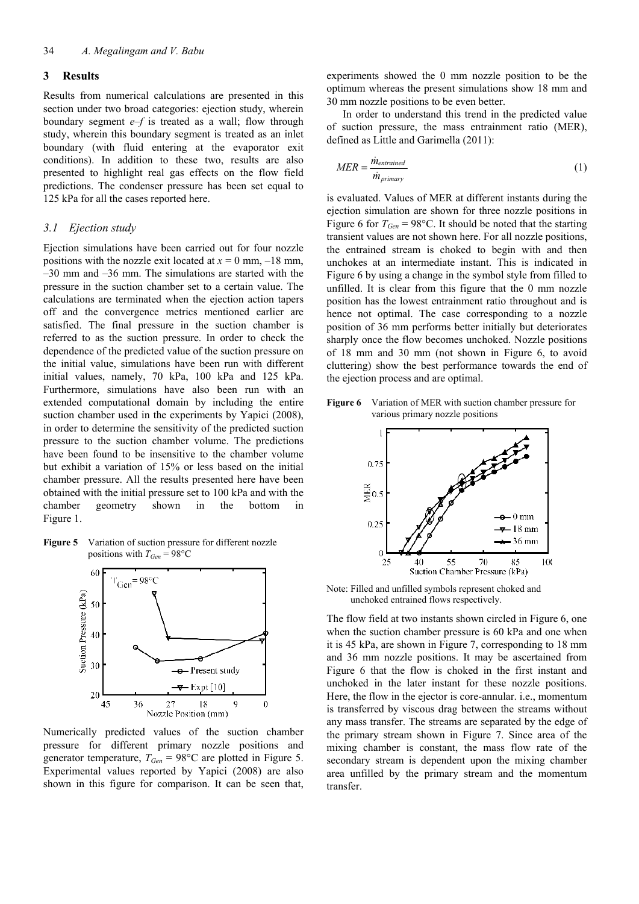## 3 Results

Results from numerical calculations are presented in this section under two broad categories: ejection study, wherein boundary segment *e–f* is treated as a wall; flow through study, wherein this boundary segment is treated as an inlet boundary (with fluid entering at the evaporator exit conditions). In addition to these two, results are also presented to highlight real gas effects on the flow field predictions. The condenser pressure has been set equal to 125 kPa for all the cases reported here.

### 3.1 Ejection study

Ejection simulations have been carried out for four nozzle positions with the nozzle exit located at $x = 0$ mm, –18 mm, –30 mm and –36 mm. The simulations are started with the pressure in the suction chamber set to a certain value. The calculations are terminated when the ejection action tapers off and the convergence metrics mentioned earlier are satisfied. The final pressure in the suction chamber is referred to as the suction pressure. In order to check the dependence of the predicted value of the suction pressure on the initial value, simulations have been run with different initial values, namely, 70 kPa, 100 kPa and 125 kPa. Furthermore, simulations have also been run with an extended computational domain by including the entire suction chamber used in the experiments by Yapici (2008), in order to determine the sensitivity of the predicted suction pressure to the suction chamber volume. The predictions have been found to be insensitive to the chamber volume but exhibit a variation of 15% or less based on the initial chamber pressure. All the results presented here have been obtained with the initial pressure set to 100 kPa and with the chamber geometry shown in the bottom in Figure 1.

**Figure 5** Variation of suction pressure for different nozzle positions with $T_{Gen} = 98°C$

Numerically predicted values of the suction chamber pressure for different primary nozzle positions and generator temperature, $T_{Gen} = 98°C$ are plotted in Figure 5. Experimental values reported by Yapici (2008) are also shown in this figure for comparison. It can be seen that, experiments showed the 0 mm nozzle position to be the optimum whereas the present simulations show 18 mm and 30 mm nozzle positions to be even better.

In order to understand this trend in the predicted value of suction pressure, the mass entrainment ratio (MER), defined as Little and Garimella (2011):

$$MER = \frac{\dot{m}_{entrained}}{\dot{m}_{primary}} \tag{1}$$

is evaluated. Values of MER at different instants during the ejection simulation are shown for three nozzle positions in Figure 6 for $T_{Gen} = 98°C$. It should be noted that the starting transient values are not shown here. For all nozzle positions, the entrained stream is choked to begin with and then unchokes at an intermediate instant. This is indicated in Figure 6 by using a change in the symbol style from filled to unfilled. It is clear from this figure that the 0 mm nozzle position has the lowest entrainment ratio throughout and is hence not optimal. The case corresponding to a nozzle position of 36 mm performs better initially but deteriorates sharply once the flow becomes unchoked. Nozzle positions of 18 mm and 30 mm (not shown in Figure 6, to avoid cluttering) show the best performance towards the end of the ejection process and are optimal.

**Figure 6** Variation of MER with suction chamber pressure for various primary nozzle positions

Note: Filled and unfilled symbols represent choked and unchoked entrained flows respectively.

The flow field at two instants shown circled in Figure 6, one when the suction chamber pressure is 60 kPa and one when it is 45 kPa, are shown in Figure 7, corresponding to 18 mm and 36 mm nozzle positions. It may be ascertained from Figure 6 that the flow is choked in the first instant and unchoked in the later instant for these nozzle positions. Here, the flow in the ejector is core-annular. i.e., momentum is transferred by viscous drag between the streams without any mass transfer. The streams are separated by the edge of the primary stream shown in Figure 7. Since area of the mixing chamber is constant, the mass flow rate of the secondary stream is dependent upon the mixing chamber area unfilled by the primary stream and the momentum transfer.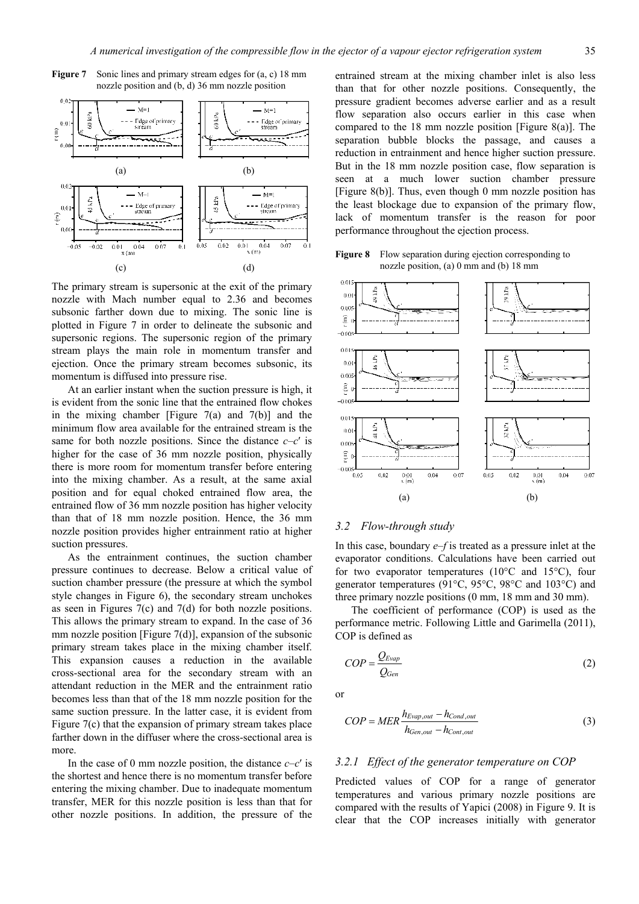**Figure 7** Sonic lines and primary stream edges for (a, c) 18 mm nozzle position and (b, d) 36 mm nozzle position

The primary stream is supersonic at the exit of the primary nozzle with Mach number equal to 2.36 and becomes subsonic farther down due to mixing. The sonic line is plotted in Figure 7 in order to delineate the subsonic and supersonic regions. The supersonic region of the primary stream plays the main role in momentum transfer and ejection. Once the primary stream becomes subsonic, its momentum is diffused into pressure rise.

At an earlier instant when the suction pressure is high, it is evident from the sonic line that the entrained flow chokes in the mixing chamber [Figure 7(a) and 7(b)] and the minimum flow area available for the entrained stream is the same for both nozzle positions. Since the distance *c*–*c*′ is higher for the case of 36 mm nozzle position, physically there is more room for momentum transfer before entering into the mixing chamber. As a result, at the same axial position and for equal choked entrained flow area, the entrained flow of 36 mm nozzle position has higher velocity than that of 18 mm nozzle position. Hence, the 36 mm nozzle position provides higher entrainment ratio at higher suction pressures.

As the entrainment continues, the suction chamber pressure continues to decrease. Below a critical value of suction chamber pressure (the pressure at which the symbol style changes in Figure 6), the secondary stream unchokes as seen in Figures 7(c) and 7(d) for both nozzle positions. This allows the primary stream to expand. In the case of 36 mm nozzle position [Figure 7(d)], expansion of the subsonic primary stream takes place in the mixing chamber itself. This expansion causes a reduction in the available cross-sectional area for the secondary stream with an attendant reduction in the MER and the entrainment ratio becomes less than that of the 18 mm nozzle position for the same suction pressure. In the latter case, it is evident from Figure 7(c) that the expansion of primary stream takes place farther down in the diffuser where the cross-sectional area is more.

In the case of 0 mm nozzle position, the distance *c*–*c*′ is the shortest and hence there is no momentum transfer before entering the mixing chamber. Due to inadequate momentum transfer, MER for this nozzle position is less than that for other nozzle positions. In addition, the pressure of the entrained stream at the mixing chamber inlet is also less than that for other nozzle positions. Consequently, the pressure gradient becomes adverse earlier and as a result flow separation also occurs earlier in this case when compared to the 18 mm nozzle position [Figure 8(a)]. The separation bubble blocks the passage, and causes a reduction in entrainment and hence higher suction pressure. But in the 18 mm nozzle position case, flow separation is seen at a much lower suction chamber pressure [Figure 8(b)]. Thus, even though 0 mm nozzle position has the least blockage due to expansion of the primary flow, lack of momentum transfer is the reason for poor performance throughout the ejection process.

**Figure 8** Flow separation during ejection corresponding to nozzle position, (a) 0 mm and (b) 18 mm

### *3.2 Flow-through study*

In this case, boundary *e*–*f* is treated as a pressure inlet at the evaporator conditions. Calculations have been carried out for two evaporator temperatures (10°C and 15°C), four generator temperatures (91°C, 95°C, 98°C and 103°C) and three primary nozzle positions (0 mm, 18 mm and 30 mm).

The coefficient of performance (COP) is used as the performance metric. Following Little and Garimella (2011), COP is defined as

$$COP = \frac{Q_{Evap}}{Q_{Gen}} \tag{2}$$

or

$$COP = MER \frac{h_{Evap,out} - h_{Cond,out}}{h_{Gen,out} - h_{Cont,out}} \tag{3}$$

#### *3.2.1 Effect of the generator temperature on COP*

Predicted values of COP for a range of generator temperatures and various primary nozzle positions are compared with the results of Yapici (2008) in Figure 9. It is clear that the COP increases initially with generator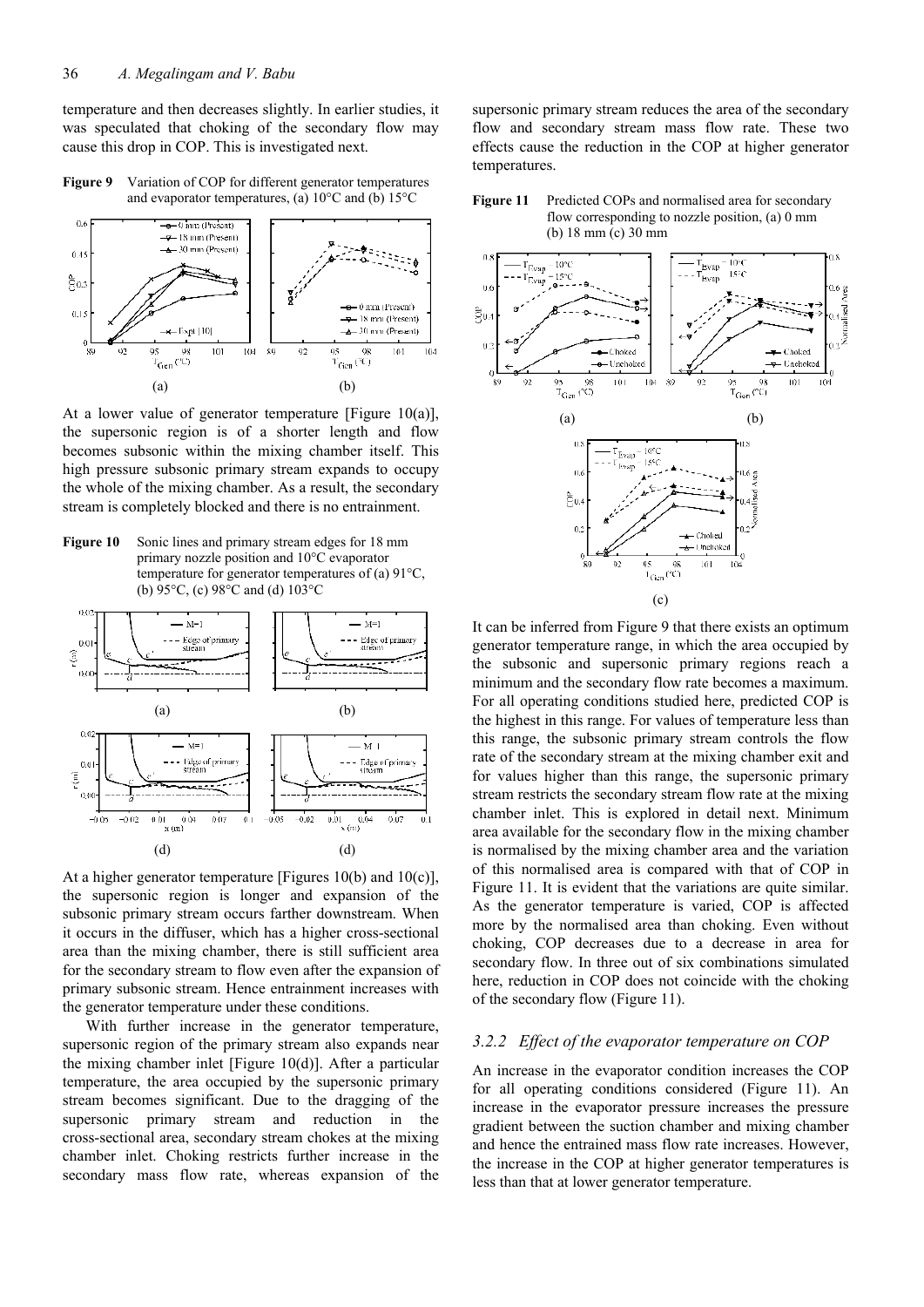temperature and then decreases slightly. In earlier studies, it was speculated that choking of the secondary flow may cause this drop in COP. This is investigated next.

**Figure 9** Variation of COP for different generator temperatures and evaporator temperatures, (a) 10°C and (b) 15°C

At a lower value of generator temperature [Figure 10(a)], the supersonic region is of a shorter length and flow becomes subsonic within the mixing chamber itself. This high pressure subsonic primary stream expands to occupy the whole of the mixing chamber. As a result, the secondary stream is completely blocked and there is no entrainment.

**Figure 10** Sonic lines and primary stream edges for 18 mm primary nozzle position and 10°C evaporator temperature for generator temperatures of (a) 91°C, (b) 95°C, (c) 98°C and (d) 103°C

At a higher generator temperature [Figures 10(b) and 10(c)], the supersonic region is longer and expansion of the subsonic primary stream occurs farther downstream. When it occurs in the diffuser, which has a higher cross-sectional area than the mixing chamber, there is still sufficient area for the secondary stream to flow even after the expansion of primary subsonic stream. Hence entrainment increases with the generator temperature under these conditions.

With further increase in the generator temperature, supersonic region of the primary stream also expands near the mixing chamber inlet [Figure 10(d)]. After a particular temperature, the area occupied by the supersonic primary stream becomes significant. Due to the dragging of the supersonic primary stream and reduction in the cross-sectional area, secondary stream chokes at the mixing chamber inlet. Choking restricts further increase in the secondary mass flow rate, whereas expansion of the supersonic primary stream reduces the area of the secondary flow and secondary stream mass flow rate. These two effects cause the reduction in the COP at higher generator temperatures.

**Figure 11** Predicted COPs and normalised area for secondary flow corresponding to nozzle position, (a) 0 mm (b) 18 mm (c) 30 mm

It can be inferred from Figure 9 that there exists an optimum generator temperature range, in which the area occupied by the subsonic and supersonic primary regions reach a minimum and the secondary flow rate becomes a maximum. For all operating conditions studied here, predicted COP is the highest in this range. For values of temperature less than this range, the subsonic primary stream controls the flow rate of the secondary stream at the mixing chamber exit and for values higher than this range, the supersonic primary stream restricts the secondary stream flow rate at the mixing chamber inlet. This is explored in detail next. Minimum area available for the secondary flow in the mixing chamber is normalised by the mixing chamber area and the variation of this normalised area is compared with that of COP in Figure 11. It is evident that the variations are quite similar. As the generator temperature is varied, COP is affected more by the normalised area than choking. Even without choking, COP decreases due to a decrease in area for secondary flow. In three out of six combinations simulated here, reduction in COP does not coincide with the choking of the secondary flow (Figure 11).

### 3.2.2 *Effect of the evaporator temperature on COP*

An increase in the evaporator condition increases the COP for all operating conditions considered (Figure 11). An increase in the evaporator pressure increases the pressure gradient between the suction chamber and mixing chamber and hence the entrained mass flow rate increases. However, the increase in the COP at higher generator temperatures is less than that at lower generator temperature.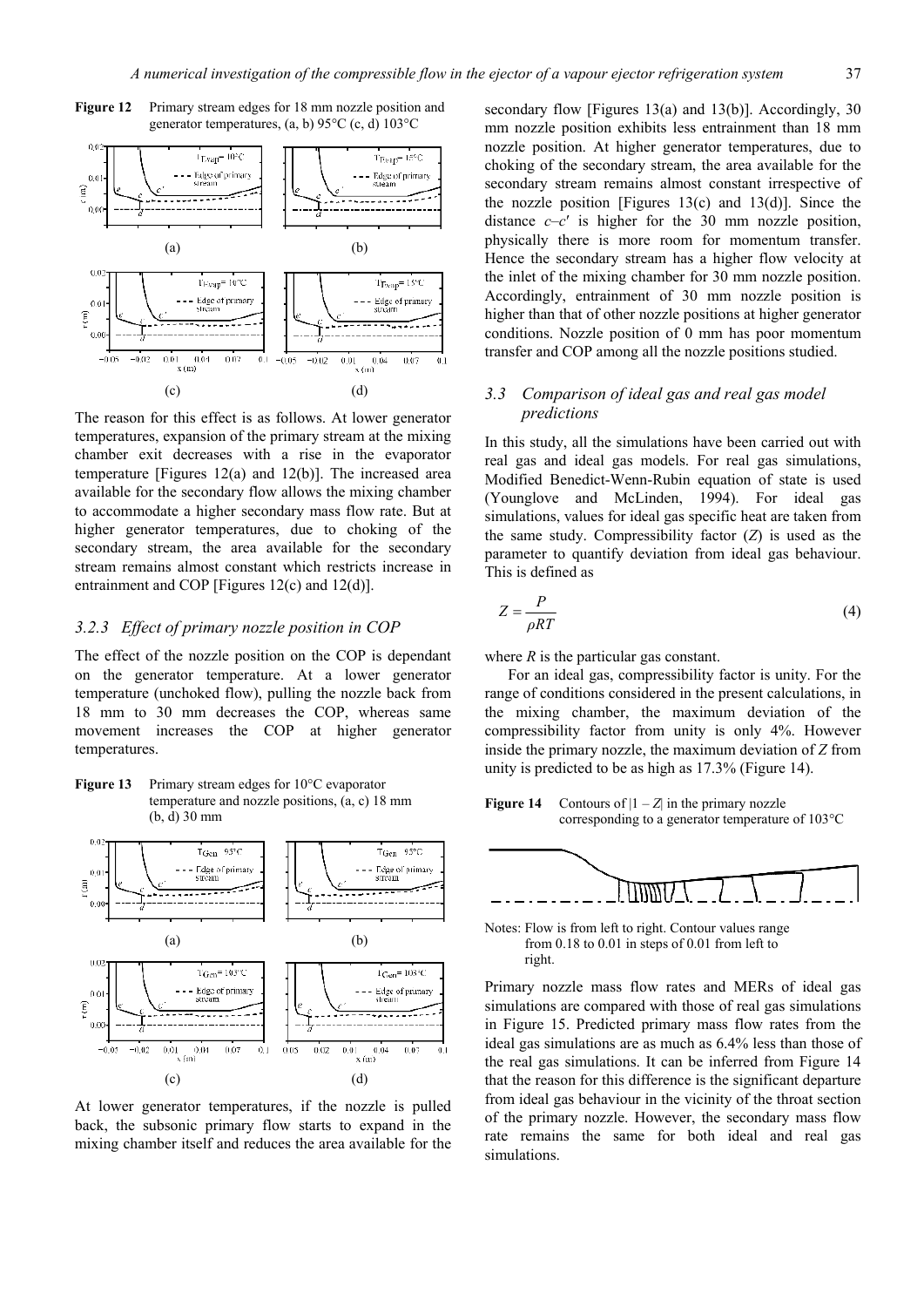**Figure 12** Primary stream edges for 18 mm nozzle position and generator temperatures, (a, b) 95°C (c, d) 103°C

The reason for this effect is as follows. At lower generator temperatures, expansion of the primary stream at the mixing chamber exit decreases with a rise in the evaporator temperature [Figures 12(a) and 12(b)]. The increased area available for the secondary flow allows the mixing chamber to accommodate a higher secondary mass flow rate. But at higher generator temperatures, due to choking of the secondary stream, the area available for the secondary stream remains almost constant which restricts increase in entrainment and COP [Figures 12(c) and 12(d)].

### 3.2.3 *Effect of primary nozzle position in COP*

The effect of the nozzle position on the COP is dependant on the generator temperature. At a lower generator temperature (unchoked flow), pulling the nozzle back from 18 mm to 30 mm decreases the COP, whereas same movement increases the COP at higher generator temperatures.

**Figure 13** Primary stream edges for 10°C evaporator temperature and nozzle positions, (a, c) 18 mm (b, d) 30 mm

At lower generator temperatures, if the nozzle is pulled back, the subsonic primary flow starts to expand in the mixing chamber itself and reduces the area available for the secondary flow [Figures 13(a) and 13(b)]. Accordingly, 30 mm nozzle position exhibits less entrainment than 18 mm nozzle position. At higher generator temperatures, due to choking of the secondary stream, the area available for the secondary stream remains almost constant irrespective of the nozzle position [Figures 13(c) and 13(d)]. Since the distance *c*–*c*′ is higher for the 30 mm nozzle position, physically there is more room for momentum transfer. Hence the secondary stream has a higher flow velocity at the inlet of the mixing chamber for 30 mm nozzle position. Accordingly, entrainment of 30 mm nozzle position is higher than that of other nozzle positions at higher generator conditions. Nozzle position of 0 mm has poor momentum transfer and COP among all the nozzle positions studied.

## 3.3 *Comparison of ideal gas and real gas model predictions*

In this study, all the simulations have been carried out with real gas and ideal gas models. For real gas simulations, Modified Benedict-Wenn-Rubin equation of state is used (Younglove and McLinden, 1994). For ideal gas simulations, values for ideal gas specific heat are taken from the same study. Compressibility factor ($Z$) is used as the parameter to quantify deviation from ideal gas behaviour. This is defined as

$$Z = \frac{P}{\rho R T} \tag{4}$$

where $R$ is the particular gas constant.

For an ideal gas, compressibility factor is unity. For the range of conditions considered in the present calculations, in the mixing chamber, the maximum deviation of the compressibility factor from unity is only 4%. However inside the primary nozzle, the maximum deviation of $Z$ from unity is predicted to be as high as 17.3% (Figure 14).

**Figure 14** Contours of $|1 - Z|$ in the primary nozzle corresponding to a generator temperature of 103°C

Notes: Flow is from left to right. Contour values range from 0.18 to 0.01 in steps of 0.01 from left to right.

Primary nozzle mass flow rates and MERs of ideal gas simulations are compared with those of real gas simulations in Figure 15. Predicted primary mass flow rates from the ideal gas simulations are as much as 6.4% less than those of the real gas simulations. It can be inferred from Figure 14 that the reason for this difference is the significant departure from ideal gas behaviour in the vicinity of the throat section of the primary nozzle. However, the secondary mass flow rate remains the same for both ideal and real gas simulations.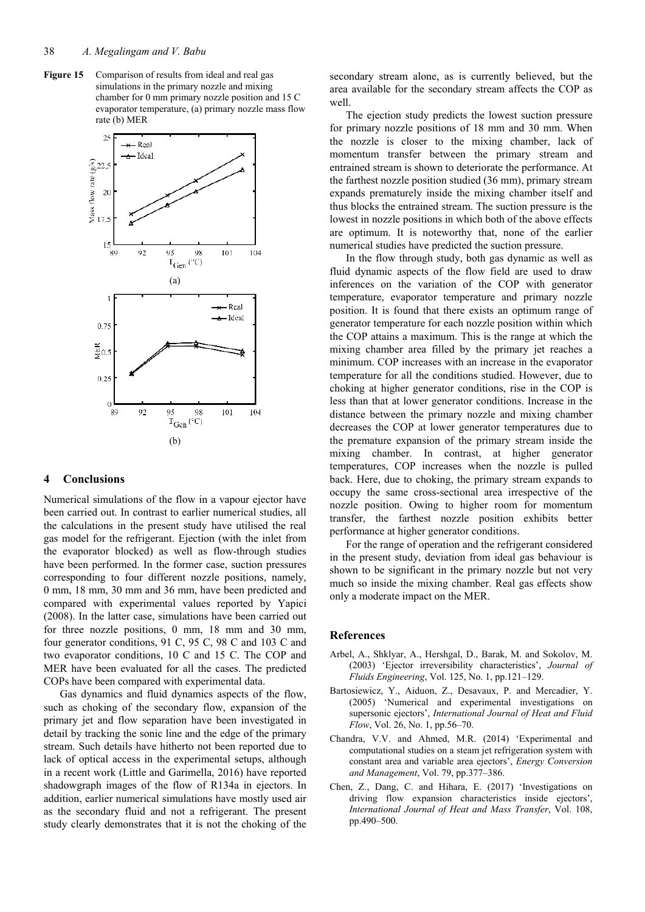**Figure 15** Comparison of results from ideal and real gas simulations in the primary nozzle and mixing chamber for 0 mm primary nozzle position and 15 C evaporator temperature, (a) primary nozzle mass flow rate (b) MER

(a)

(b)

## 4 Conclusions

Numerical simulations of the flow in a vapour ejector have been carried out. In contrast to earlier numerical studies, all the calculations in the present study have utilised the real gas model for the refrigerant. Ejection (with the inlet from the evaporator blocked) as well as flow-through studies have been performed. In the former case, suction pressures corresponding to four different nozzle positions, namely, 0 mm, 18 mm, 30 mm and 36 mm, have been predicted and compared with experimental values reported by Yapici (2008). In the latter case, simulations have been carried out for three nozzle positions, 0 mm, 18 mm and 30 mm, four generator conditions, 91 C, 95 C, 98 C and 103 C and two evaporator conditions, 10 C and 15 C. The COP and MER have been evaluated for all the cases. The predicted COPs have been compared with experimental data.

Gas dynamics and fluid dynamics aspects of the flow, such as choking of the secondary flow, expansion of the primary jet and flow separation have been investigated in detail by tracking the sonic line and the edge of the primary stream. Such details have hitherto not been reported due to lack of optical access in the experimental setups, although in a recent work (Little and Garimella, 2016) have reported shadowgraph images of the flow of R134a in ejectors. In addition, earlier numerical simulations have mostly used air as the secondary fluid and not a refrigerant. The present study clearly demonstrates that it is not the choking of the secondary stream alone, as is currently believed, but the area available for the secondary stream affects the COP as well.

The ejection study predicts the lowest suction pressure for primary nozzle positions of 18 mm and 30 mm. When the nozzle is closer to the mixing chamber, lack of momentum transfer between the primary stream and entrained stream is shown to deteriorate the performance. At the farthest nozzle position studied (36 mm), primary stream expands prematurely inside the mixing chamber itself and thus blocks the entrained stream. The suction pressure is the lowest in nozzle positions in which both of the above effects are optimum. It is noteworthy that, none of the earlier numerical studies have predicted the suction pressure.

In the flow through study, both gas dynamic as well as fluid dynamic aspects of the flow field are used to draw inferences on the variation of the COP with generator temperature, evaporator temperature and primary nozzle position. It is found that there exists an optimum range of generator temperature for each nozzle position within which the COP attains a maximum. This is the range at which the mixing chamber area filled by the primary jet reaches a minimum. COP increases with an increase in the evaporator temperature for all the conditions studied. However, due to choking at higher generator conditions, rise in the COP is less than that at lower generator conditions. Increase in the distance between the primary nozzle and mixing chamber decreases the COP at lower generator temperatures due to the premature expansion of the primary stream inside the mixing chamber. In contrast, at higher generator temperatures, COP increases when the nozzle is pulled back. Here, due to choking, the primary stream expands to occupy the same cross-sectional area irrespective of the nozzle position. Owing to higher room for momentum transfer, the farthest nozzle position exhibits better performance at higher generator conditions.

For the range of operation and the refrigerant considered in the present study, deviation from ideal gas behaviour is shown to be significant in the primary nozzle but not very much so inside the mixing chamber. Real gas effects show only a moderate impact on the MER.

## References

Arbel, A., Shklyar, A., Hershgal, D., Barak, M. and Sokolov, M. (2003) 'Ejector irreversibility characteristics', *Journal of Fluids Engineering*, Vol. 125, No. 1, pp.121–129.

Bartosiewicz, Y., Aiduon, Z., Desavaux, P. and Mercadier, Y. (2005) 'Numerical and experimental investigations on supersonic ejectors', *International Journal of Heat and Fluid Flow*, Vol. 26, No. 1, pp.56–70.

Chandra, V.V. and Ahmed, M.R. (2014) 'Experimental and computational studies on a steam jet refrigeration system with constant area and variable area ejectors', *Energy Conversion and Management*, Vol. 79, pp.377–386.

Chen, Z., Dang, C. and Hihara, E. (2017) 'Investigations on driving flow expansion characteristics inside ejectors', *International Journal of Heat and Mass Transfer*, Vol. 108, pp.490–500.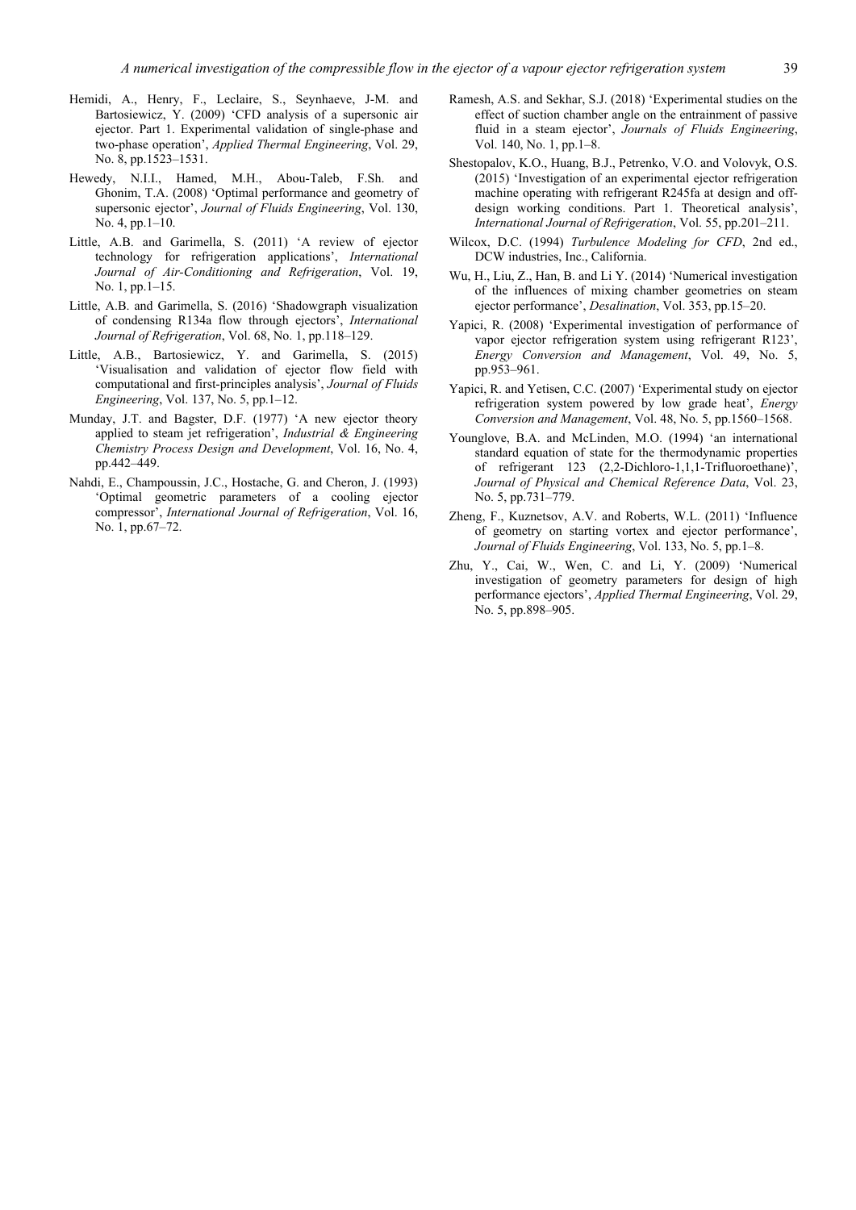Hemidi, A., Henry, F., Leclaire, S., Seynhaeve, J-M. and Bartosiewicz, Y. (2009) 'CFD analysis of a supersonic air ejector. Part 1. Experimental validation of single-phase and two-phase operation', *Applied Thermal Engineering*, Vol. 29, No. 8, pp.1523–1531.

Hewedy, N.I.I., Hamed, M.H., Abou-Taleb, F.Sh. and Ghonim, T.A. (2008) 'Optimal performance and geometry of supersonic ejector', *Journal of Fluids Engineering*, Vol. 130, No. 4, pp.1–10.

Little, A.B. and Garimella, S. (2011) 'A review of ejector technology for refrigeration applications', *International Journal of Air-Conditioning and Refrigeration*, Vol. 19, No. 1, pp.1–15.

Little, A.B. and Garimella, S. (2016) 'Shadowgraph visualization of condensing R134a flow through ejectors', *International Journal of Refrigeration*, Vol. 68, No. 1, pp.118–129.

Little, A.B., Bartosiewicz, Y. and Garimella, S. (2015) 'Visualisation and validation of ejector flow field with computational and first-principles analysis', *Journal of Fluids Engineering*, Vol. 137, No. 5, pp.1–12.

Munday, J.T. and Bagster, D.F. (1977) 'A new ejector theory applied to steam jet refrigeration', *Industrial & Engineering Chemistry Process Design and Development*, Vol. 16, No. 4, pp.442–449.

Nahdi, E., Champoussin, J.C., Hostache, G. and Cheron, J. (1993) 'Optimal geometric parameters of a cooling ejector compressor', *International Journal of Refrigeration*, Vol. 16, No. 1, pp.67–72.

Ramesh, A.S. and Sekhar, S.J. (2018) 'Experimental studies on the effect of suction chamber angle on the entrainment of passive fluid in a steam ejector', *Journals of Fluids Engineering*, Vol. 140, No. 1, pp.1–8.

Shestopalov, K.O., Huang, B.J., Petrenko, V.O. and Volovyk, O.S. (2015) 'Investigation of an experimental ejector refrigeration machine operating with refrigerant R245fa at design and off-design working conditions. Part 1. Theoretical analysis', *International Journal of Refrigeration*, Vol. 55, pp.201–211.

Wilcox, D.C. (1994) *Turbulence Modeling for CFD*, 2nd ed., DCW industries, Inc., California.

Wu, H., Liu, Z., Han, B. and Li Y. (2014) 'Numerical investigation of the influences of mixing chamber geometries on steam ejector performance', *Desalination*, Vol. 353, pp.15–20.

Yapici, R. (2008) 'Experimental investigation of performance of vapor ejector refrigeration system using refrigerant R123', *Energy Conversion and Management*, Vol. 49, No. 5, pp.953–961.

Yapici, R. and Yetisen, C.C. (2007) 'Experimental study on ejector refrigeration system powered by low grade heat', *Energy Conversion and Management*, Vol. 48, No. 5, pp.1560–1568.

Younglove, B.A. and McLinden, M.O. (1994) 'an international standard equation of state for the thermodynamic properties of refrigerant 123 (2,2-Dichloro-1,1,1-Trifluoroethane)', *Journal of Physical and Chemical Reference Data*, Vol. 23, No. 5, pp.731–779.

Zheng, F., Kuznetsov, A.V. and Roberts, W.L. (2011) 'Influence of geometry on starting vortex and ejector performance', *Journal of Fluids Engineering*, Vol. 133, No. 5, pp.1–8.

Zhu, Y., Cai, W., Wen, C. and Li, Y. (2009) 'Numerical investigation of geometry parameters for design of high performance ejectors', *Applied Thermal Engineering*, Vol. 29, No. 5, pp.898–905.